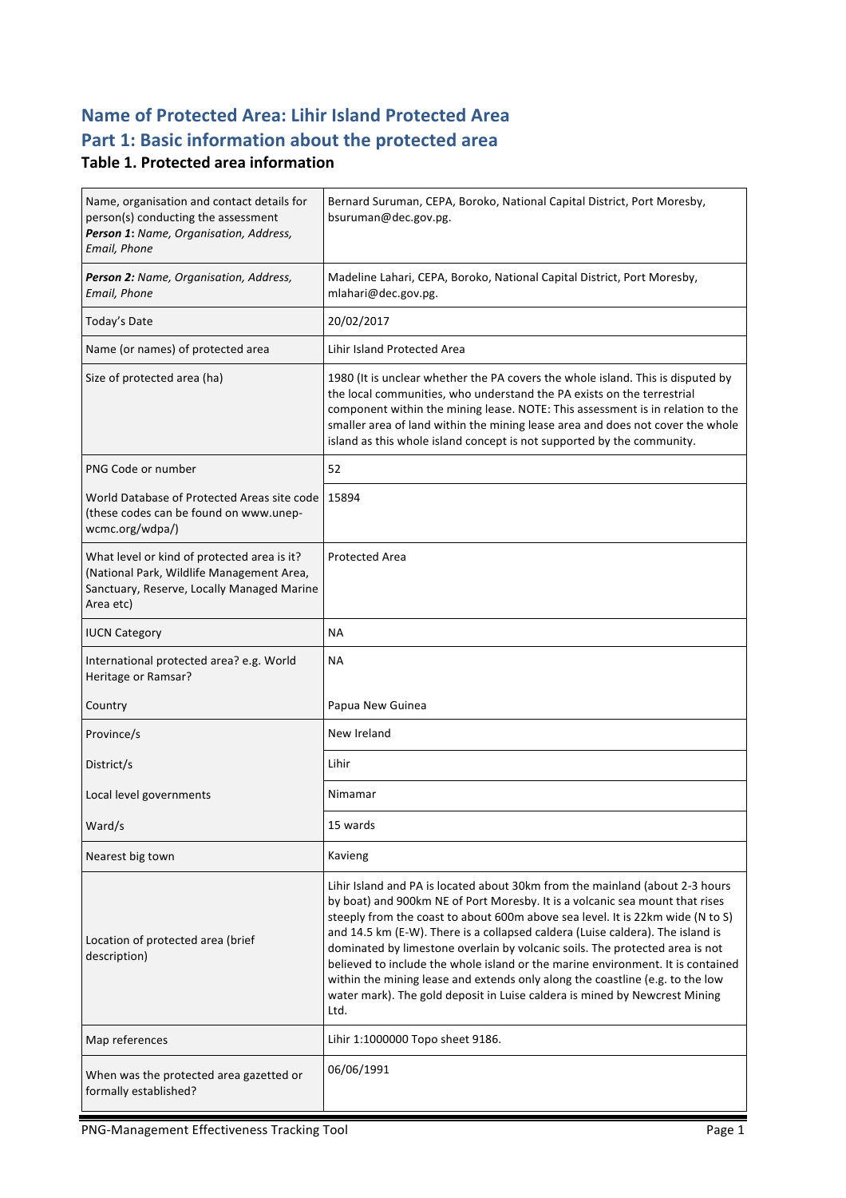## Name of Protected Area: Lihir Island Protected Area

## Part 1: Basic information about the protected area

### Table 1. Protected area information

| | |
|---|---|
| Name, organisation and contact details for person(s) conducting the assessment<br>***Person 1:*** *Name, Organisation, Address, Email, Phone* | Bernard Suruman, CEPA, Boroko, National Capital District, Port Moresby, bsuruman@dec.gov.pg. |
| ***Person 2:*** *Name, Organisation, Address, Email, Phone* | Madeline Lahari, CEPA, Boroko, National Capital District, Port Moresby, mlahari@dec.gov.pg. |
| Today's Date | 20/02/2017 |
| Name (or names) of protected area | Lihir Island Protected Area |
| Size of protected area (ha) | 1980 (It is unclear whether the PA covers the whole island. This is disputed by the local communities, who understand the PA exists on the terrestrial component within the mining lease. NOTE: This assessment is in relation to the smaller area of land within the mining lease area and does not cover the whole island as this whole island concept is not supported by the community. |
| PNG Code or number | 52 |
| World Database of Protected Areas site code (these codes can be found on www.unep-wcmc.org/wdpa/) | 15894 |
| What level or kind of protected area is it? (National Park, Wildlife Management Area, Sanctuary, Reserve, Locally Managed Marine Area etc) | Protected Area |
| IUCN Category | NA |
| International protected area? e.g. World Heritage or Ramsar? | NA |
| Country | Papua New Guinea |
| Province/s | New Ireland |
| District/s | Lihir |
| Local level governments | Nimamar |
| Ward/s | 15 wards |
| Nearest big town | Kavieng |
| Location of protected area (brief description) | Lihir Island and PA is located about 30km from the mainland (about 2-3 hours by boat) and 900km NE of Port Moresby. It is a volcanic sea mount that rises steeply from the coast to about 600m above sea level. It is 22km wide (N to S) and 14.5 km (E-W). There is a collapsed caldera (Luise caldera). The island is dominated by limestone overlain by volcanic soils. The protected area is not believed to include the whole island or the marine environment. It is contained within the mining lease and extends only along the coastline (e.g. to the low water mark). The gold deposit in Luise caldera is mined by Newcrest Mining Ltd. |
| Map references | Lihir 1:1000000 Topo sheet 9186. |
| When was the protected area gazetted or formally established? | 06/06/1991 |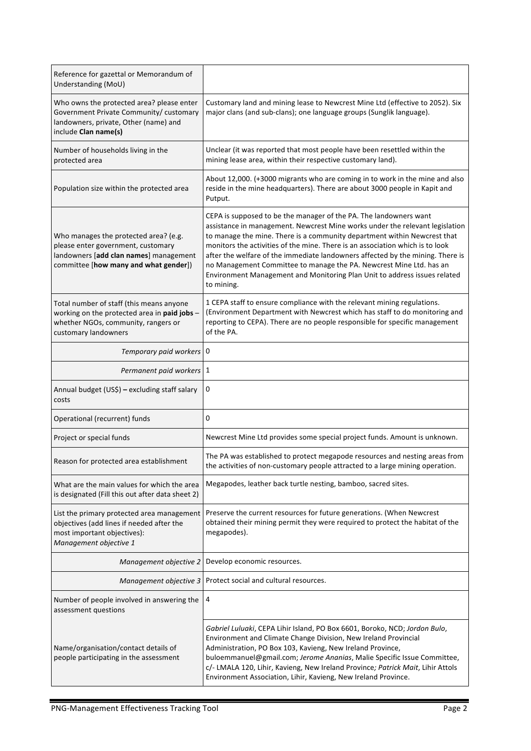| | |
|---|---|
| Reference for gazettal or Memorandum of Understanding (MoU) | |
| Who owns the protected area? please enter Government Private Community/ customary landowners, private, Other (name) and include **Clan name(s)** | Customary land and mining lease to Newcrest Mine Ltd (effective to 2052). Six major clans (and sub-clans); one language groups (Sunglik language). |
| Number of households living in the protected area | Unclear (it was reported that most people have been resettled within the mining lease area, within their respective customary land). |
| Population size within the protected area | About 12,000. (+3000 migrants who are coming in to work in the mine and also reside in the mine headquarters). There are about 3000 people in Kapit and Putput. |
| Who manages the protected area? (e.g. please enter government, customary landowners [**add clan names**] management committee [**how many and what gender**]) | CEPA is supposed to be the manager of the PA. The landowners want assistance in management. Newcrest Mine works under the relevant legislation to manage the mine. There is a community department within Newcrest that monitors the activities of the mine. There is an association which is to look after the welfare of the immediate landowners affected by the mining. There is no Management Committee to manage the PA. Newcrest Mine Ltd. has an Environment Management and Monitoring Plan Unit to address issues related to mining. |
| Total number of staff (this means anyone working on the protected area in **paid jobs** – whether NGOs, community, rangers or customary landowners | 1 CEPA staff to ensure compliance with the relevant mining regulations. (Environment Department with Newcrest which has staff to do monitoring and reporting to CEPA). There are no people responsible for specific management of the PA. |
| *Temporary paid workers* | 0 |
| *Permanent paid workers* | 1 |
| Annual budget (US$) **–** excluding staff salary costs | 0 |
| Operational (recurrent) funds | 0 |
| Project or special funds | Newcrest Mine Ltd provides some special project funds. Amount is unknown. |
| Reason for protected area establishment | The PA was established to protect megapode resources and nesting areas from the activities of non-customary people attracted to a large mining operation. |
| What are the main values for which the area is designated (Fill this out after data sheet 2) | Megapodes, leather back turtle nesting, bamboo, sacred sites. |
| List the primary protected area management objectives (add lines if needed after the most important objectives): *Management objective 1* | Preserve the current resources for future generations. (When Newcrest obtained their mining permit they were required to protect the habitat of the megapodes). |
| *Management objective 2* | Develop economic resources. |
| *Management objective 3* | Protect social and cultural resources. |
| Number of people involved in answering the assessment questions | 4 |
| Name/organisation/contact details of people participating in the assessment | *Gabriel Luluaki*, CEPA Lihir Island, PO Box 6601, Boroko, NCD; *Jordon Bulo*, Environment and Climate Change Division, New Ireland Provincial Administration, PO Box 103, Kavieng, New Ireland Province, buloemmanuel@gmail.com; *Jerome Ananias*, Malie Specific Issue Committee, c/- LMALA 120, Lihir, Kavieng, New Ireland Province*; Patrick Mait*, Lihir Attols Environment Association, Lihir, Kavieng, New Ireland Province. |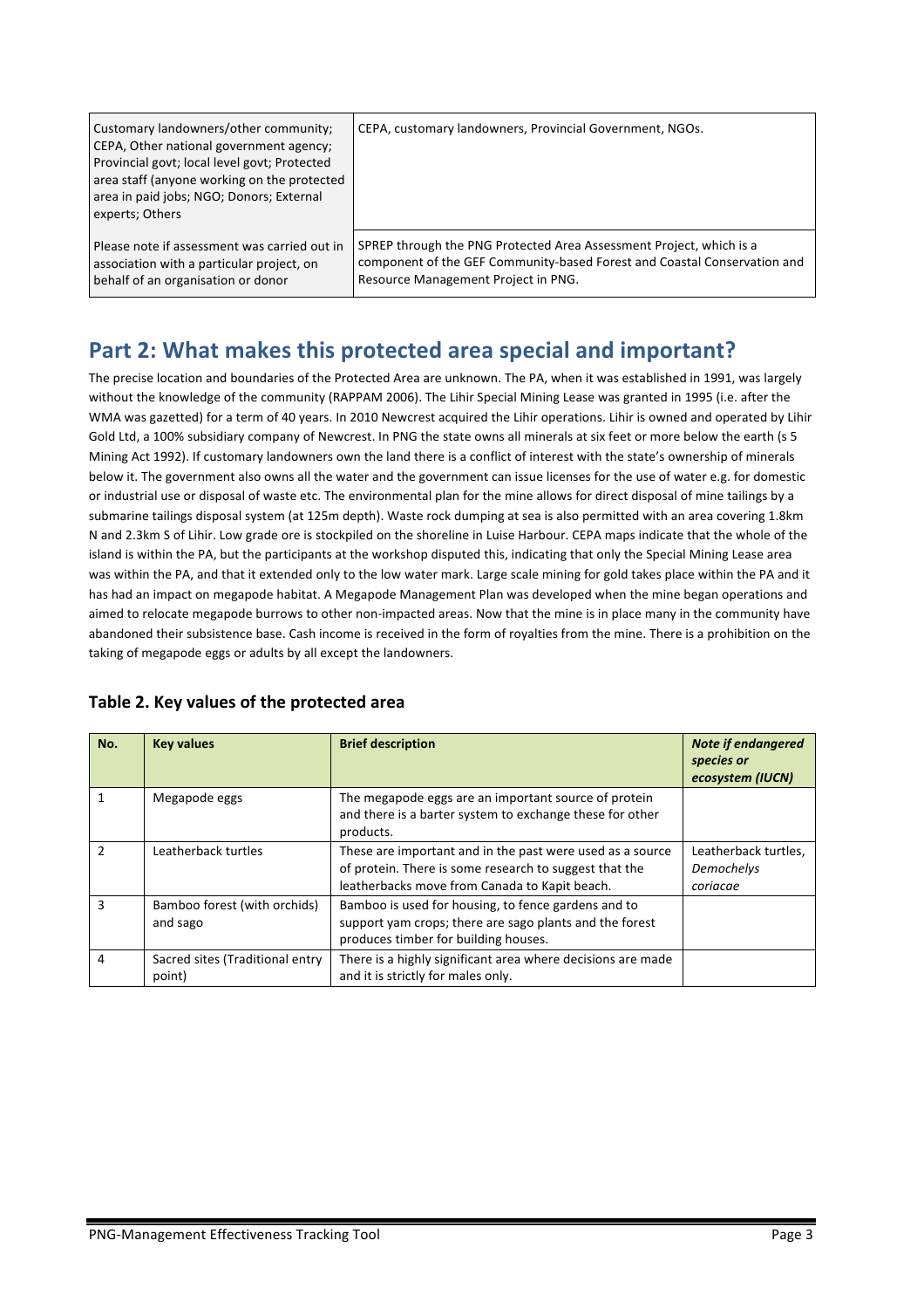| | |
|---|---|
| Customary landowners/other community; CEPA, Other national government agency; Provincial govt; local level govt; Protected area staff (anyone working on the protected area in paid jobs; NGO; Donors; External experts; Others | CEPA, customary landowners, Provincial Government, NGOs. |
| Please note if assessment was carried out in association with a particular project, on behalf of an organisation or donor | SPREP through the PNG Protected Area Assessment Project, which is a component of the GEF Community-based Forest and Coastal Conservation and Resource Management Project in PNG. |

## Part 2: What makes this protected area special and important?

The precise location and boundaries of the Protected Area are unknown. The PA, when it was established in 1991, was largely without the knowledge of the community (RAPPAM 2006). The Lihir Special Mining Lease was granted in 1995 (i.e. after the WMA was gazetted) for a term of 40 years. In 2010 Newcrest acquired the Lihir operations. Lihir is owned and operated by Lihir Gold Ltd, a 100% subsidiary company of Newcrest. In PNG the state owns all minerals at six feet or more below the earth (s 5 Mining Act 1992). If customary landowners own the land there is a conflict of interest with the state's ownership of minerals below it. The government also owns all the water and the government can issue licenses for the use of water e.g. for domestic or industrial use or disposal of waste etc. The environmental plan for the mine allows for direct disposal of mine tailings by a submarine tailings disposal system (at 125m depth). Waste rock dumping at sea is also permitted with an area covering 1.8km N and 2.3km S of Lihir. Low grade ore is stockpiled on the shoreline in Luise Harbour. CEPA maps indicate that the whole of the island is within the PA, but the participants at the workshop disputed this, indicating that only the Special Mining Lease area was within the PA, and that it extended only to the low water mark. Large scale mining for gold takes place within the PA and it has had an impact on megapode habitat. A Megapode Management Plan was developed when the mine began operations and aimed to relocate megapode burrows to other non-impacted areas. Now that the mine is in place many in the community have abandoned their subsistence base. Cash income is received in the form of royalties from the mine. There is a prohibition on the taking of megapode eggs or adults by all except the landowners.

### Table 2. Key values of the protected area

| No. | Key values | Brief description | *Note if endangered species or ecosystem (IUCN)* |
|---|---|---|---|
| 1 | Megapode eggs | The megapode eggs are an important source of protein and there is a barter system to exchange these for other products. | |
| 2 | Leatherback turtles | These are important and in the past were used as a source of protein. There is some research to suggest that the leatherbacks move from Canada to Kapit beach. | Leatherback turtles, *Demochelys coriacae* |
| 3 | Bamboo forest (with orchids) and sago | Bamboo is used for housing, to fence gardens and to support yam crops; there are sago plants and the forest produces timber for building houses. | |
| 4 | Sacred sites (Traditional entry point) | There is a highly significant area where decisions are made and it is strictly for males only. | |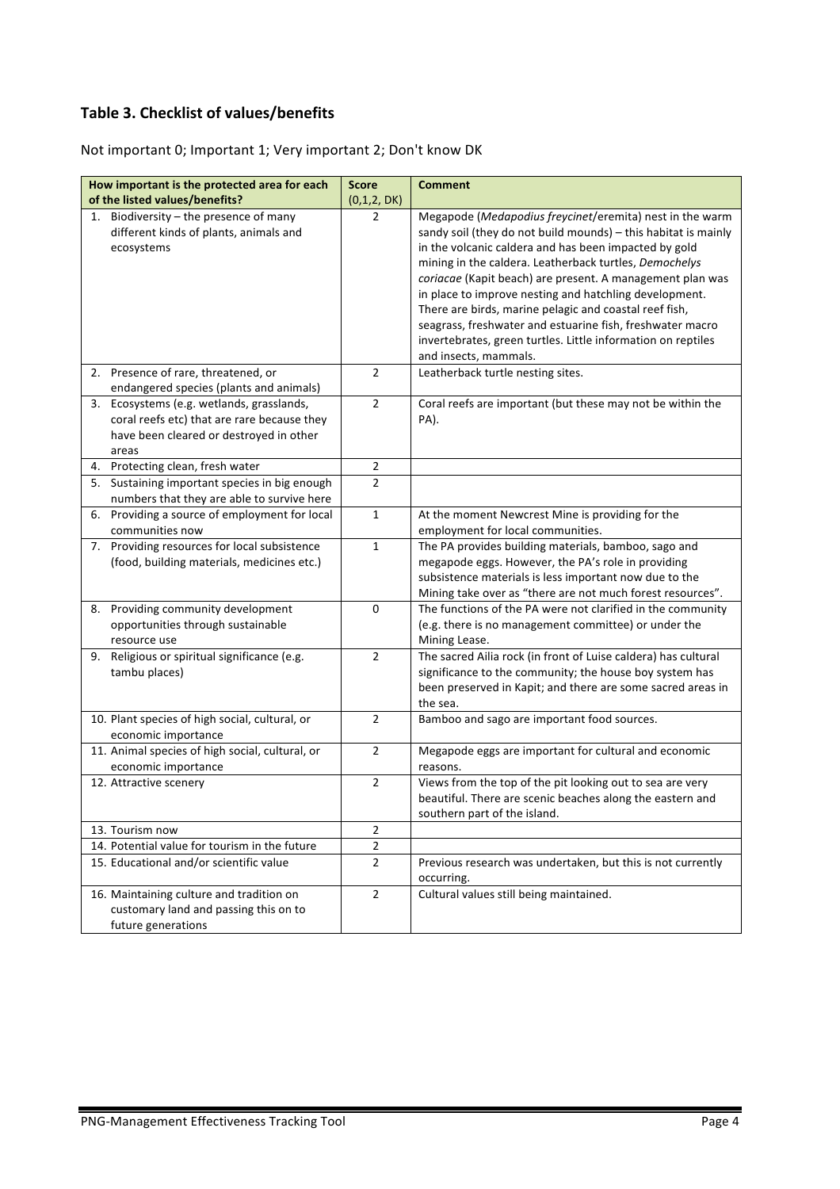## **Table 3. Checklist of values/benefits**

Not important 0; Important 1; Very important 2; Don't know DK

| How important is the protected area for each of the listed values/benefits? | Score (0,1,2, DK) | Comment |
|---|---|---|
| 1. Biodiversity – the presence of many different kinds of plants, animals and ecosystems | 2 | Megapode (*Medapodius freycinet*/eremita) nest in the warm sandy soil (they do not build mounds) – this habitat is mainly in the volcanic caldera and has been impacted by gold mining in the caldera. Leatherback turtles, *Demochelys coriacae* (Kapit beach) are present. A management plan was in place to improve nesting and hatchling development. There are birds, marine pelagic and coastal reef fish, seagrass, freshwater and estuarine fish, freshwater macro invertebrates, green turtles. Little information on reptiles and insects, mammals. |
| 2. Presence of rare, threatened, or endangered species (plants and animals) | 2 | Leatherback turtle nesting sites. |
| 3. Ecosystems (e.g. wetlands, grasslands, coral reefs etc) that are rare because they have been cleared or destroyed in other areas | 2 | Coral reefs are important (but these may not be within the PA). |
| 4. Protecting clean, fresh water | 2 | |
| 5. Sustaining important species in big enough numbers that they are able to survive here | 2 | |
| 6. Providing a source of employment for local communities now | 1 | At the moment Newcrest Mine is providing for the employment for local communities. |
| 7. Providing resources for local subsistence (food, building materials, medicines etc.) | 1 | The PA provides building materials, bamboo, sago and megapode eggs. However, the PA's role in providing subsistence materials is less important now due to the Mining take over as "there are not much forest resources". |
| 8. Providing community development opportunities through sustainable resource use | 0 | The functions of the PA were not clarified in the community (e.g. there is no management committee) or under the Mining Lease. |
| 9. Religious or spiritual significance (e.g. tambu places) | 2 | The sacred Ailia rock (in front of Luise caldera) has cultural significance to the community; the house boy system has been preserved in Kapit; and there are some sacred areas in the sea. |
| 10. Plant species of high social, cultural, or economic importance | 2 | Bamboo and sago are important food sources. |
| 11. Animal species of high social, cultural, or economic importance | 2 | Megapode eggs are important for cultural and economic reasons. |
| 12. Attractive scenery | 2 | Views from the top of the pit looking out to sea are very beautiful. There are scenic beaches along the eastern and southern part of the island. |
| 13. Tourism now | 2 | |
| 14. Potential value for tourism in the future | 2 | |
| 15. Educational and/or scientific value | 2 | Previous research was undertaken, but this is not currently occurring. |
| 16. Maintaining culture and tradition on customary land and passing this on to future generations | 2 | Cultural values still being maintained. |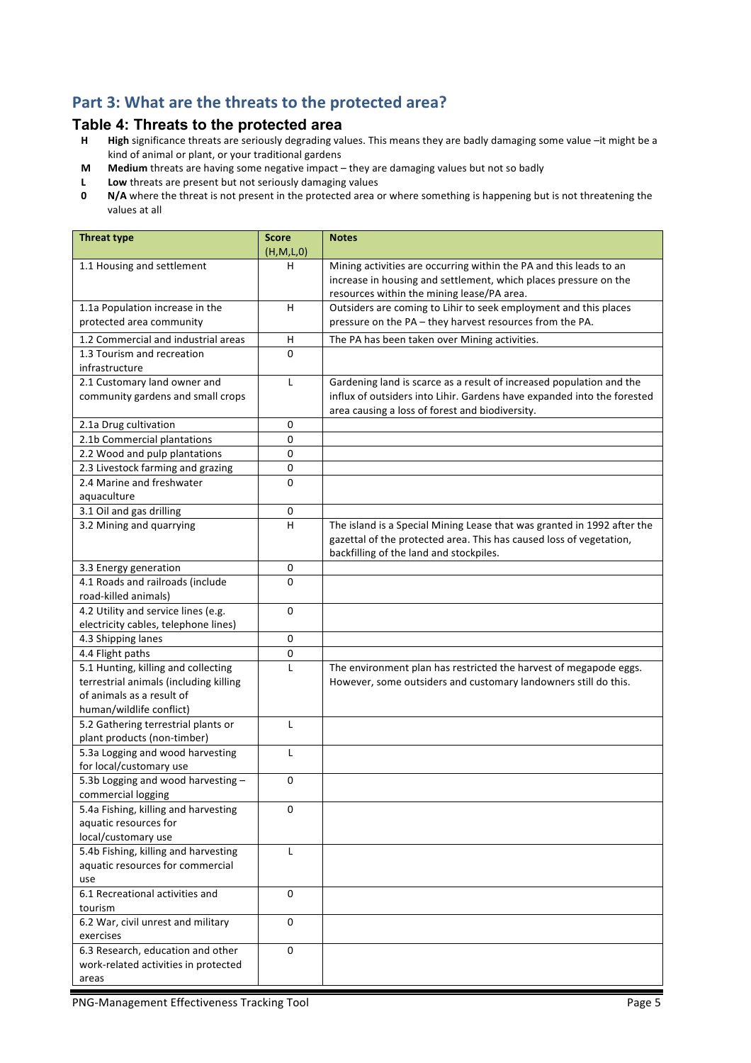## Part 3: What are the threats to the protected area?

### Table 4: Threats to the protected area

- **H** **High** significance threats are seriously degrading values. This means they are badly damaging some value –it might be a kind of animal or plant, or your traditional gardens
- **M** **Medium** threats are having some negative impact – they are damaging values but not so badly
- **L** **Low** threats are present but not seriously damaging values
- **0** **N/A** where the threat is not present in the protected area or where something is happening but is not threatening the values at all

| Threat type | Score (H,M,L,0) | Notes |
|---|---|---|
| 1.1 Housing and settlement | H | Mining activities are occurring within the PA and this leads to an increase in housing and settlement, which places pressure on the resources within the mining lease/PA area. |
| 1.1a Population increase in the protected area community | H | Outsiders are coming to Lihir to seek employment and this places pressure on the PA – they harvest resources from the PA. |
| 1.2 Commercial and industrial areas | H | The PA has been taken over Mining activities. |
| 1.3 Tourism and recreation infrastructure | 0 | |
| 2.1 Customary land owner and community gardens and small crops | L | Gardening land is scarce as a result of increased population and the influx of outsiders into Lihir. Gardens have expanded into the forested area causing a loss of forest and biodiversity. |
| 2.1a Drug cultivation | 0 | |
| 2.1b Commercial plantations | 0 | |
| 2.2 Wood and pulp plantations | 0 | |
| 2.3 Livestock farming and grazing | 0 | |
| 2.4 Marine and freshwater aquaculture | 0 | |
| 3.1 Oil and gas drilling | 0 | |
| 3.2 Mining and quarrying | H | The island is a Special Mining Lease that was granted in 1992 after the gazettal of the protected area. This has caused loss of vegetation, backfilling of the land and stockpiles. |
| 3.3 Energy generation | 0 | |
| 4.1 Roads and railroads (include road-killed animals) | 0 | |
| 4.2 Utility and service lines (e.g. electricity cables, telephone lines) | 0 | |
| 4.3 Shipping lanes | 0 | |
| 4.4 Flight paths | 0 | |
| 5.1 Hunting, killing and collecting terrestrial animals (including killing of animals as a result of human/wildlife conflict) | L | The environment plan has restricted the harvest of megapode eggs. However, some outsiders and customary landowners still do this. |
| 5.2 Gathering terrestrial plants or plant products (non-timber) | L | |
| 5.3a Logging and wood harvesting for local/customary use | L | |
| 5.3b Logging and wood harvesting – commercial logging | 0 | |
| 5.4a Fishing, killing and harvesting aquatic resources for local/customary use | 0 | |
| 5.4b Fishing, killing and harvesting aquatic resources for commercial use | L | |
| 6.1 Recreational activities and tourism | 0 | |
| 6.2 War, civil unrest and military exercises | 0 | |
| 6.3 Research, education and other work-related activities in protected areas | 0 | |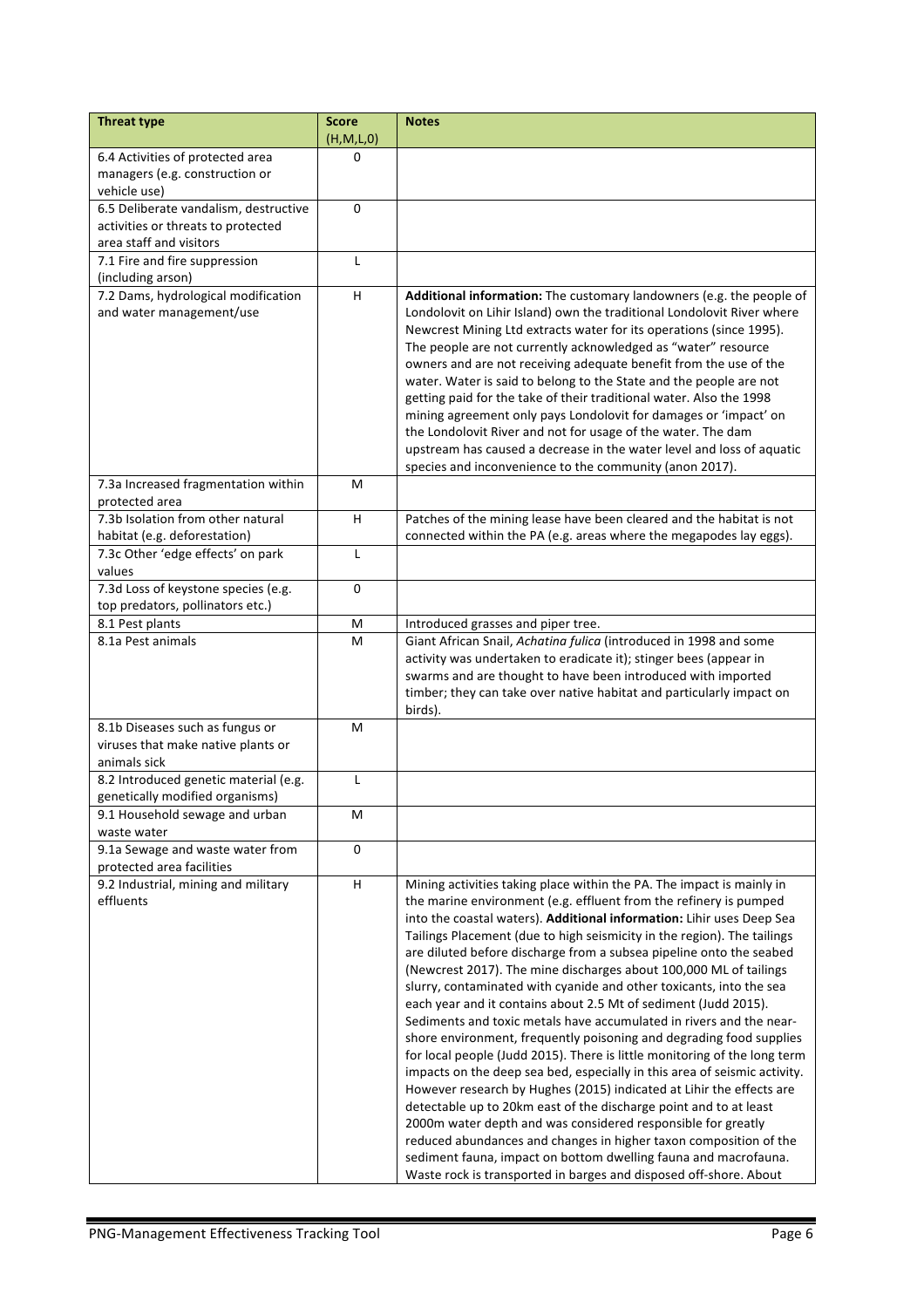| Threat type | Score (H,M,L,0) | Notes |
|---|---|---|
| 6.4 Activities of protected area managers (e.g. construction or vehicle use) | 0 | |
| 6.5 Deliberate vandalism, destructive activities or threats to protected area staff and visitors | 0 | |
| 7.1 Fire and fire suppression (including arson) | L | |
| 7.2 Dams, hydrological modification and water management/use | H | **Additional information:** The customary landowners (e.g. the people of Londolovit on Lihir Island) own the traditional Londolovit River where Newcrest Mining Ltd extracts water for its operations (since 1995). The people are not currently acknowledged as "water" resource owners and are not receiving adequate benefit from the use of the water. Water is said to belong to the State and the people are not getting paid for the take of their traditional water. Also the 1998 mining agreement only pays Londolovit for damages or 'impact' on the Londolovit River and not for usage of the water. The dam upstream has caused a decrease in the water level and loss of aquatic species and inconvenience to the community (anon 2017). |
| 7.3a Increased fragmentation within protected area | M | |
| 7.3b Isolation from other natural habitat (e.g. deforestation) | H | Patches of the mining lease have been cleared and the habitat is not connected within the PA (e.g. areas where the megapodes lay eggs). |
| 7.3c Other 'edge effects' on park values | L | |
| 7.3d Loss of keystone species (e.g. top predators, pollinators etc.) | 0 | |
| 8.1 Pest plants | M | Introduced grasses and piper tree. |
| 8.1a Pest animals | M | Giant African Snail, *Achatina fulica* (introduced in 1998 and some activity was undertaken to eradicate it); stinger bees (appear in swarms and are thought to have been introduced with imported timber; they can take over native habitat and particularly impact on birds). |
| 8.1b Diseases such as fungus or viruses that make native plants or animals sick | M | |
| 8.2 Introduced genetic material (e.g. genetically modified organisms) | L | |
| 9.1 Household sewage and urban waste water | M | |
| 9.1a Sewage and waste water from protected area facilities | 0 | |
| 9.2 Industrial, mining and military effluents | H | Mining activities taking place within the PA. The impact is mainly in the marine environment (e.g. effluent from the refinery is pumped into the coastal waters). **Additional information:** Lihir uses Deep Sea Tailings Placement (due to high seismicity in the region). The tailings are diluted before discharge from a subsea pipeline onto the seabed (Newcrest 2017). The mine discharges about 100,000 ML of tailings slurry, contaminated with cyanide and other toxicants, into the sea each year and it contains about 2.5 Mt of sediment (Judd 2015). Sediments and toxic metals have accumulated in rivers and the near-shore environment, frequently poisoning and degrading food supplies for local people (Judd 2015). There is little monitoring of the long term impacts on the deep sea bed, especially in this area of seismic activity. However research by Hughes (2015) indicated at Lihir the effects are detectable up to 20km east of the discharge point and to at least 2000m water depth and was considered responsible for greatly reduced abundances and changes in higher taxon composition of the sediment fauna, impact on bottom dwelling fauna and macrofauna. Waste rock is transported in barges and disposed off-shore. About |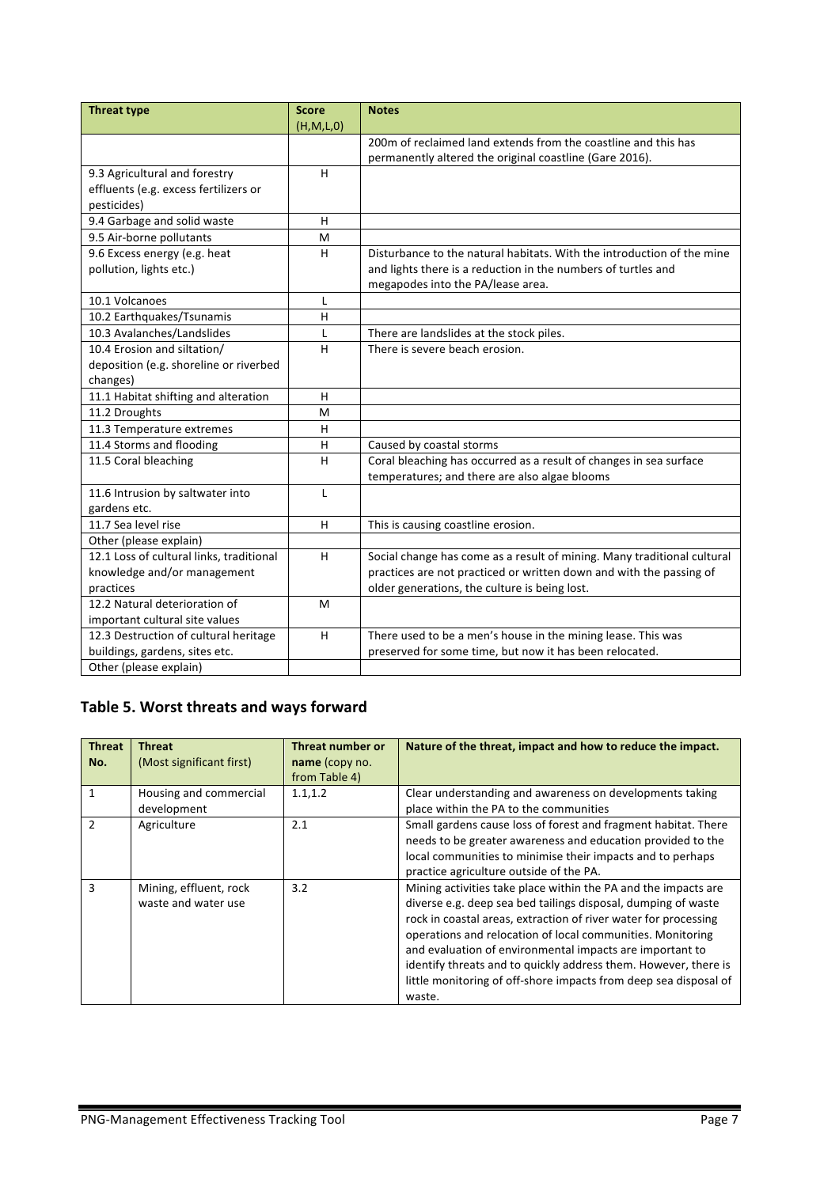| Threat type | Score (H,M,L,0) | Notes |
|---|---|---|
| | | 200m of reclaimed land extends from the coastline and this has permanently altered the original coastline (Gare 2016). |
| 9.3 Agricultural and forestry effluents (e.g. excess fertilizers or pesticides) | H | |
| 9.4 Garbage and solid waste | H | |
| 9.5 Air-borne pollutants | M | |
| 9.6 Excess energy (e.g. heat pollution, lights etc.) | H | Disturbance to the natural habitats. With the introduction of the mine and lights there is a reduction in the numbers of turtles and megapodes into the PA/lease area. |
| 10.1 Volcanoes | L | |
| 10.2 Earthquakes/Tsunamis | H | |
| 10.3 Avalanches/Landslides | L | There are landslides at the stock piles. |
| 10.4 Erosion and siltation/ deposition (e.g. shoreline or riverbed changes) | H | There is severe beach erosion. |
| 11.1 Habitat shifting and alteration | H | |
| 11.2 Droughts | M | |
| 11.3 Temperature extremes | H | |
| 11.4 Storms and flooding | H | Caused by coastal storms |
| 11.5 Coral bleaching | H | Coral bleaching has occurred as a result of changes in sea surface temperatures; and there are also algae blooms |
| 11.6 Intrusion by saltwater into gardens etc. | L | |
| 11.7 Sea level rise | H | This is causing coastline erosion. |
| Other (please explain) | | |
| 12.1 Loss of cultural links, traditional knowledge and/or management practices | H | Social change has come as a result of mining. Many traditional cultural practices are not practiced or written down and with the passing of older generations, the culture is being lost. |
| 12.2 Natural deterioration of important cultural site values | M | |
| 12.3 Destruction of cultural heritage buildings, gardens, sites etc. | H | There used to be a men's house in the mining lease. This was preserved for some time, but now it has been relocated. |
| Other (please explain) | | |

## Table 5. Worst threats and ways forward

| Threat No. | Threat (Most significant first) | Threat number or **name** (copy no. from Table 4) | Nature of the threat, impact and how to reduce the impact. |
|---|---|---|---|
| 1 | Housing and commercial development | 1.1,1.2 | Clear understanding and awareness on developments taking place within the PA to the communities |
| 2 | Agriculture | 2.1 | Small gardens cause loss of forest and fragment habitat. There needs to be greater awareness and education provided to the local communities to minimise their impacts and to perhaps practice agriculture outside of the PA. |
| 3 | Mining, effluent, rock waste and water use | 3.2 | Mining activities take place within the PA and the impacts are diverse e.g. deep sea bed tailings disposal, dumping of waste rock in coastal areas, extraction of river water for processing operations and relocation of local communities. Monitoring and evaluation of environmental impacts are important to identify threats and to quickly address them. However, there is little monitoring of off-shore impacts from deep sea disposal of waste. |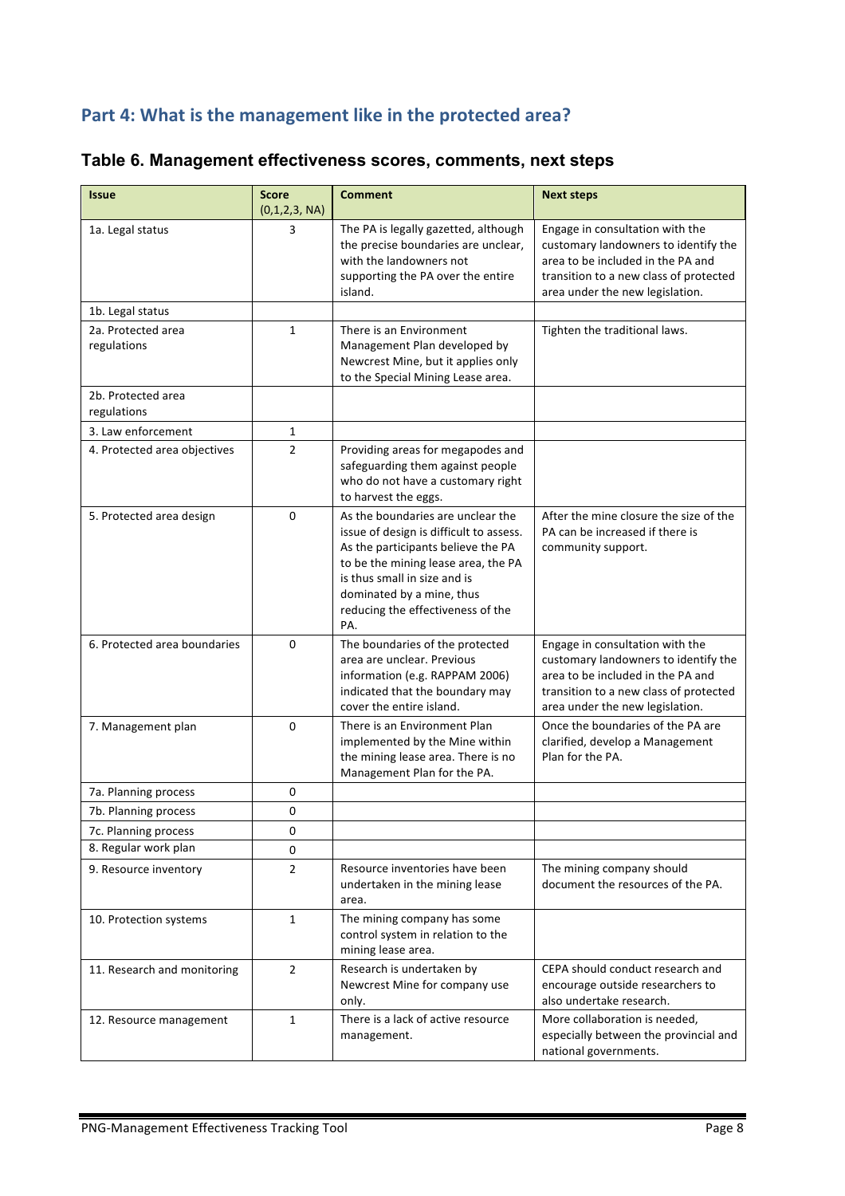## Part 4: What is the management like in the protected area?

### Table 6. Management effectiveness scores, comments, next steps

| Issue | Score (0,1,2,3, NA) | Comment | Next steps |
|---|---|---|---|
| 1a. Legal status | 3 | The PA is legally gazetted, although the precise boundaries are unclear, with the landowners not supporting the PA over the entire island. | Engage in consultation with the customary landowners to identify the area to be included in the PA and transition to a new class of protected area under the new legislation. |
| 1b. Legal status | | | |
| 2a. Protected area regulations | 1 | There is an Environment Management Plan developed by Newcrest Mine, but it applies only to the Special Mining Lease area. | Tighten the traditional laws. |
| 2b. Protected area regulations | | | |
| 3. Law enforcement | 1 | | |
| 4. Protected area objectives | 2 | Providing areas for megapodes and safeguarding them against people who do not have a customary right to harvest the eggs. | |
| 5. Protected area design | 0 | As the boundaries are unclear the issue of design is difficult to assess. As the participants believe the PA to be the mining lease area, the PA is thus small in size and is dominated by a mine, thus reducing the effectiveness of the PA. | After the mine closure the size of the PA can be increased if there is community support. |
| 6. Protected area boundaries | 0 | The boundaries of the protected area are unclear. Previous information (e.g. RAPPAM 2006) indicated that the boundary may cover the entire island. | Engage in consultation with the customary landowners to identify the area to be included in the PA and transition to a new class of protected area under the new legislation. |
| 7. Management plan | 0 | There is an Environment Plan implemented by the Mine within the mining lease area. There is no Management Plan for the PA. | Once the boundaries of the PA are clarified, develop a Management Plan for the PA. |
| 7a. Planning process | 0 | | |
| 7b. Planning process | 0 | | |
| 7c. Planning process | 0 | | |
| 8. Regular work plan | 0 | | |
| 9. Resource inventory | 2 | Resource inventories have been undertaken in the mining lease area. | The mining company should document the resources of the PA. |
| 10. Protection systems | 1 | The mining company has some control system in relation to the mining lease area. | |
| 11. Research and monitoring | 2 | Research is undertaken by Newcrest Mine for company use only. | CEPA should conduct research and encourage outside researchers to also undertake research. |
| 12. Resource management | 1 | There is a lack of active resource management. | More collaboration is needed, especially between the provincial and national governments. |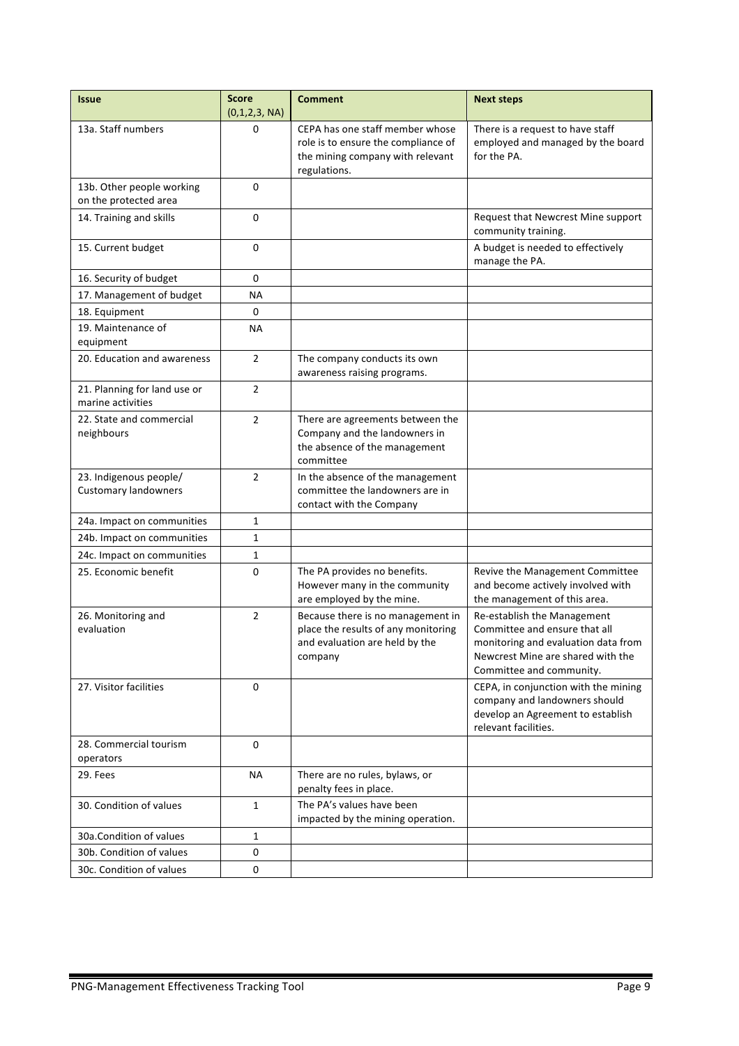| Issue | Score (0,1,2,3, NA) | Comment | Next steps |
|---|---|---|---|
| 13a. Staff numbers | 0 | CEPA has one staff member whose role is to ensure the compliance of the mining company with relevant regulations. | There is a request to have staff employed and managed by the board for the PA. |
| 13b. Other people working on the protected area | 0 | | |
| 14. Training and skills | 0 | | Request that Newcrest Mine support community training. |
| 15. Current budget | 0 | | A budget is needed to effectively manage the PA. |
| 16. Security of budget | 0 | | |
| 17. Management of budget | NA | | |
| 18. Equipment | 0 | | |
| 19. Maintenance of equipment | NA | | |
| 20. Education and awareness | 2 | The company conducts its own awareness raising programs. | |
| 21. Planning for land use or marine activities | 2 | | |
| 22. State and commercial neighbours | 2 | There are agreements between the Company and the landowners in the absence of the management committee | |
| 23. Indigenous people/ Customary landowners | 2 | In the absence of the management committee the landowners are in contact with the Company | |
| 24a. Impact on communities | 1 | | |
| 24b. Impact on communities | 1 | | |
| 24c. Impact on communities | 1 | | |
| 25. Economic benefit | 0 | The PA provides no benefits. However many in the community are employed by the mine. | Revive the Management Committee and become actively involved with the management of this area. |
| 26. Monitoring and evaluation | 2 | Because there is no management in place the results of any monitoring and evaluation are held by the company | Re-establish the Management Committee and ensure that all monitoring and evaluation data from Newcrest Mine are shared with the Committee and community. |
| 27. Visitor facilities | 0 | | CEPA, in conjunction with the mining company and landowners should develop an Agreement to establish relevant facilities. |
| 28. Commercial tourism operators | 0 | | |
| 29. Fees | NA | There are no rules, bylaws, or penalty fees in place. | |
| 30. Condition of values | 1 | The PA's values have been impacted by the mining operation. | |
| 30a.Condition of values | 1 | | |
| 30b. Condition of values | 0 | | |
| 30c. Condition of values | 0 | | |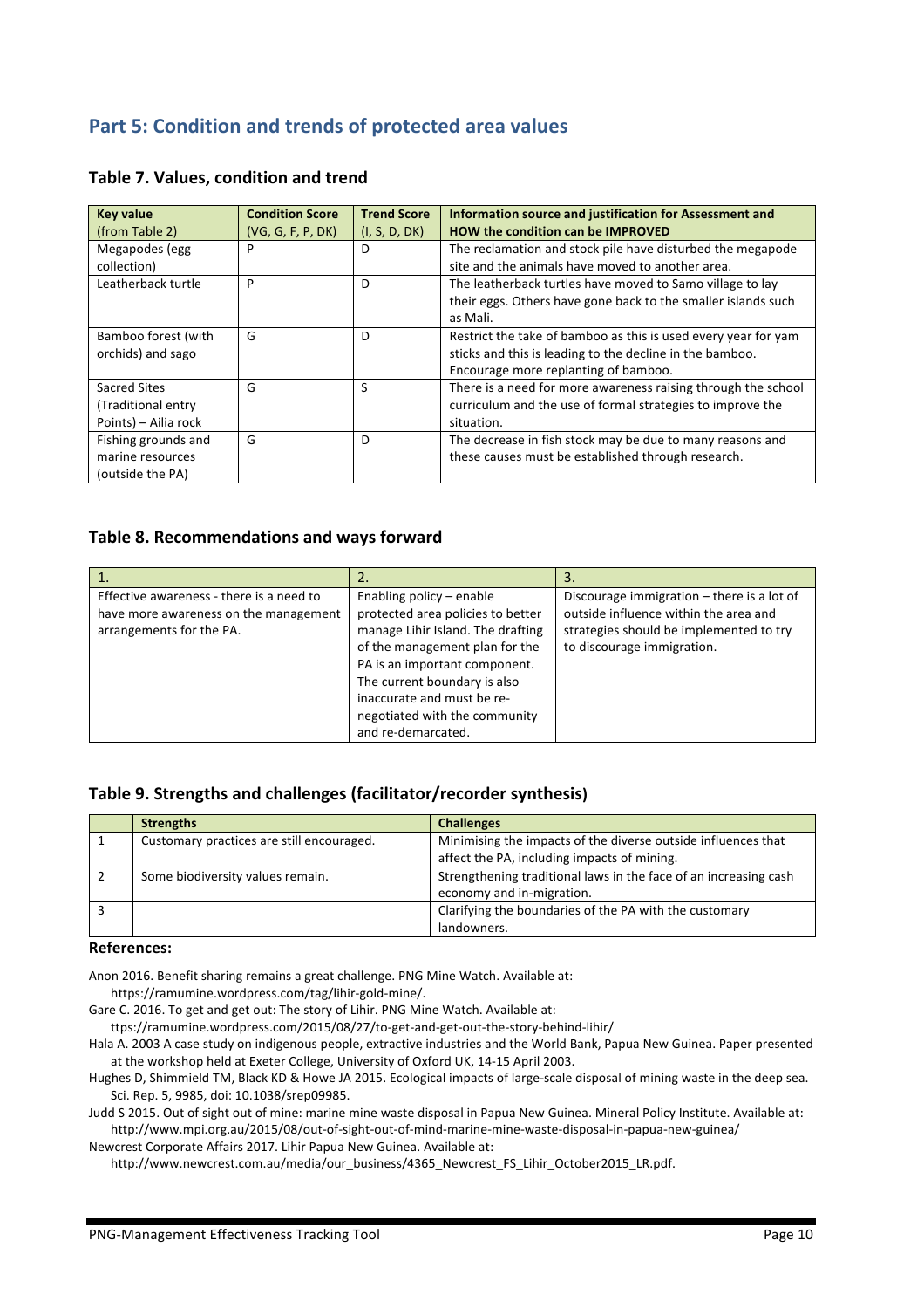## Part 5: Condition and trends of protected area values

### Table 7. Values, condition and trend

| Key value (from Table 2) | Condition Score (VG, G, F, P, DK) | Trend Score (I, S, D, DK) | Information source and justification for Assessment and HOW the condition can be IMPROVED |
|---|---|---|---|
| Megapodes (egg collection) | P | D | The reclamation and stock pile have disturbed the megapode site and the animals have moved to another area. |
| Leatherback turtle | P | D | The leatherback turtles have moved to Samo village to lay their eggs. Others have gone back to the smaller islands such as Mali. |
| Bamboo forest (with orchids) and sago | G | D | Restrict the take of bamboo as this is used every year for yam sticks and this is leading to the decline in the bamboo. Encourage more replanting of bamboo. |
| Sacred Sites (Traditional entry Points) – Ailia rock | G | S | There is a need for more awareness raising through the school curriculum and the use of formal strategies to improve the situation. |
| Fishing grounds and marine resources (outside the PA) | G | D | The decrease in fish stock may be due to many reasons and these causes must be established through research. |

### Table 8. Recommendations and ways forward

| 1. | 2. | 3. |
|---|---|---|
| Effective awareness - there is a need to have more awareness on the management arrangements for the PA. | Enabling policy – enable protected area policies to better manage Lihir Island. The drafting of the management plan for the PA is an important component. The current boundary is also inaccurate and must be re-negotiated with the community and re-demarcated. | Discourage immigration – there is a lot of outside influence within the area and strategies should be implemented to try to discourage immigration. |

### Table 9. Strengths and challenges (facilitator/recorder synthesis)

| | Strengths | Challenges |
|---|---|---|
| 1 | Customary practices are still encouraged. | Minimising the impacts of the diverse outside influences that affect the PA, including impacts of mining. |
| 2 | Some biodiversity values remain. | Strengthening traditional laws in the face of an increasing cash economy and in-migration. |
| 3 | | Clarifying the boundaries of the PA with the customary landowners. |

**References:**

Anon 2016. Benefit sharing remains a great challenge. PNG Mine Watch. Available at: https://ramumine.wordpress.com/tag/lihir-gold-mine/.

Gare C. 2016. To get and get out: The story of Lihir. PNG Mine Watch. Available at: ttps://ramumine.wordpress.com/2015/08/27/to-get-and-get-out-the-story-behind-lihir/

Hala A. 2003 A case study on indigenous people, extractive industries and the World Bank, Papua New Guinea. Paper presented at the workshop held at Exeter College, University of Oxford UK, 14-15 April 2003.

Hughes D, Shimmield TM, Black KD & Howe JA 2015. Ecological impacts of large-scale disposal of mining waste in the deep sea. Sci. Rep. 5, 9985, doi: 10.1038/srep09985.

Judd S 2015. Out of sight out of mine: marine mine waste disposal in Papua New Guinea. Mineral Policy Institute. Available at: http://www.mpi.org.au/2015/08/out-of-sight-out-of-mind-marine-mine-waste-disposal-in-papua-new-guinea/

Newcrest Corporate Affairs 2017. Lihir Papua New Guinea. Available at: http://www.newcrest.com.au/media/our_business/4365_Newcrest_FS_Lihir_October2015_LR.pdf.